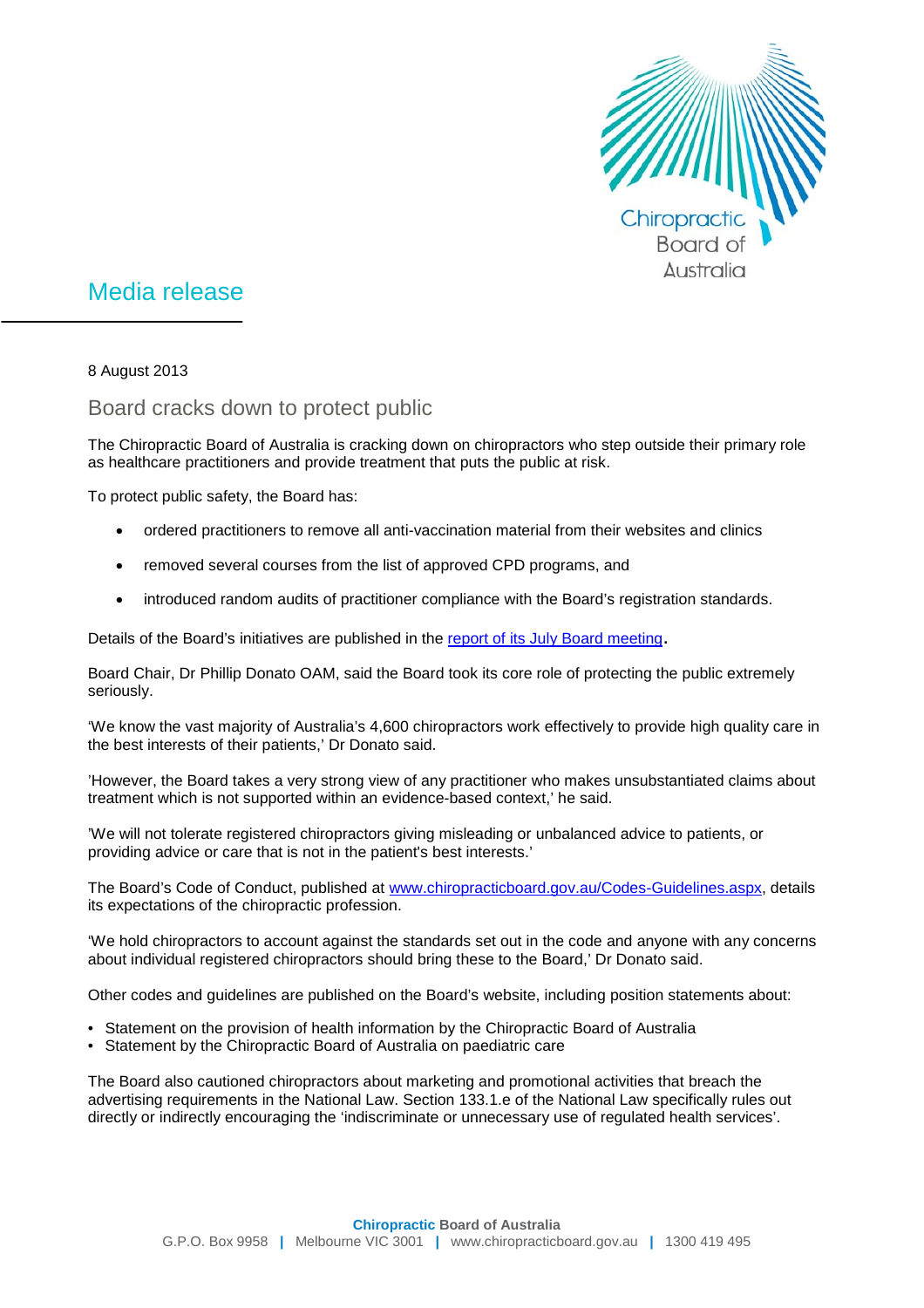# Media release

8 August 2013

## Board cracks down to protect public

The Chiropractic Board of Australia is cracking down on chiropractors who step outside their primary role as healthcare practitioners and provide treatment that puts the public at risk.

To protect public safety, the Board has:

- ordered practitioners to remove all anti-vaccination material from their websites and clinics
- removed several courses from the list of approved CPD programs, and
- introduced random audits of practitioner compliance with the Board's registration standards.

Details of the Board's initiatives are published in the [report of its July Board meeting](report of its July Board meeting).

Board Chair, Dr Phillip Donato OAM, said the Board took its core role of protecting the public extremely seriously.

'We know the vast majority of Australia's 4,600 chiropractors work effectively to provide high quality care in the best interests of their patients,' Dr Donato said.

'However, the Board takes a very strong view of any practitioner who makes unsubstantiated claims about treatment which is not supported within an evidence-based context,' he said.

'We will not tolerate registered chiropractors giving misleading or unbalanced advice to patients, or providing advice or care that is not in the patient's best interests.'

The Board's Code of Conduct, published at www.chiropracticboard.gov.au/Codes-Guidelines.aspx, details its expectations of the chiropractic profession.

'We hold chiropractors to account against the standards set out in the code and anyone with any concerns about individual registered chiropractors should bring these to the Board,' Dr Donato said.

Other codes and guidelines are published on the Board's website, including position statements about:

- Statement on the provision of health information by the Chiropractic Board of Australia
- Statement by the Chiropractic Board of Australia on paediatric care

The Board also cautioned chiropractors about marketing and promotional activities that breach the advertising requirements in the National Law. Section 133.1.e of the National Law specifically rules out directly or indirectly encouraging the 'indiscriminate or unnecessary use of regulated health services'.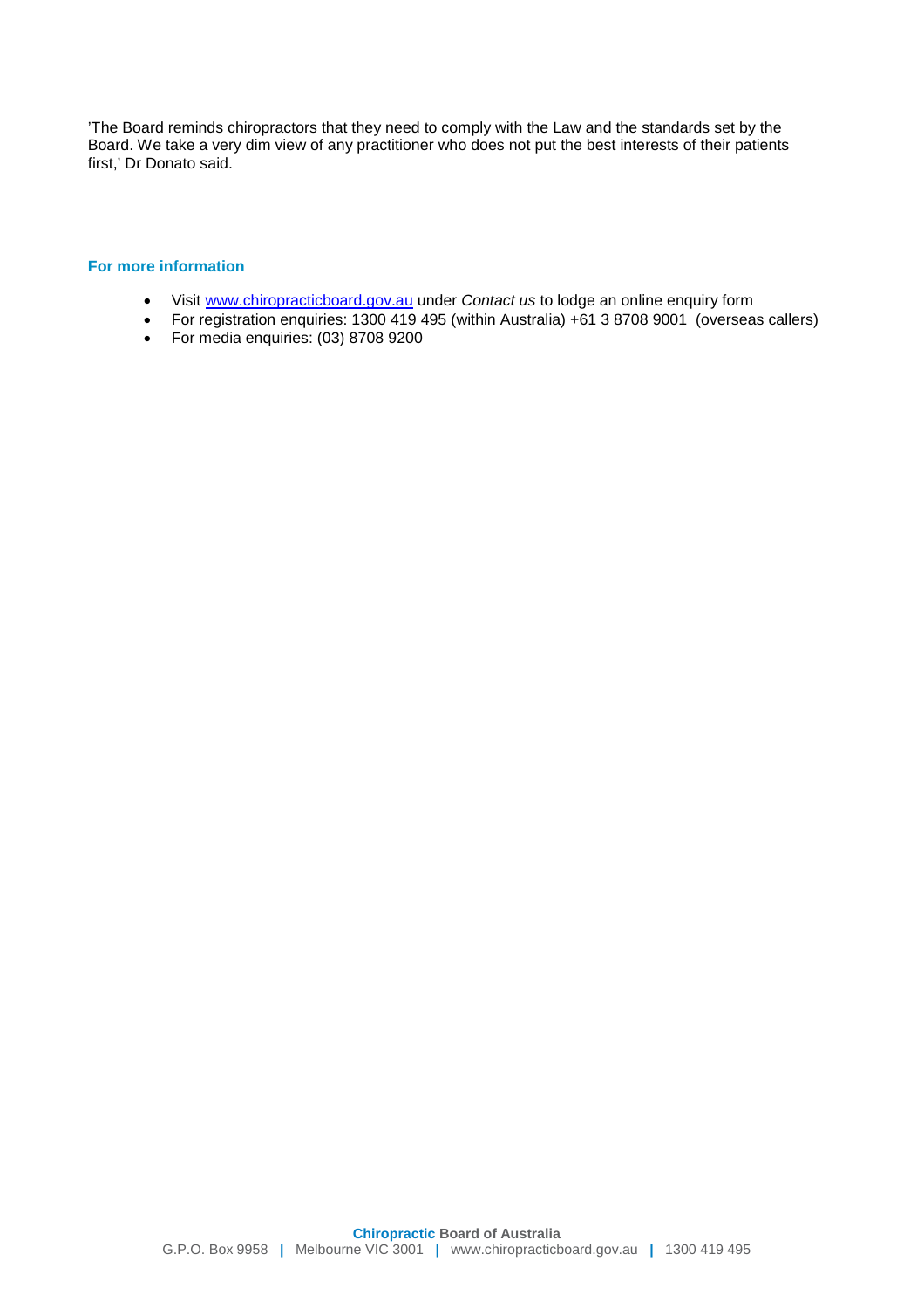'The Board reminds chiropractors that they need to comply with the Law and the standards set by the Board. We take a very dim view of any practitioner who does not put the best interests of their patients first,' Dr Donato said.

### For more information

- Visit www.chiropracticboard.gov.au under *Contact us* to lodge an online enquiry form
- For registration enquiries: 1300 419 495 (within Australia) +61 3 8708 9001 (overseas callers)
- For media enquiries: (03) 8708 9200